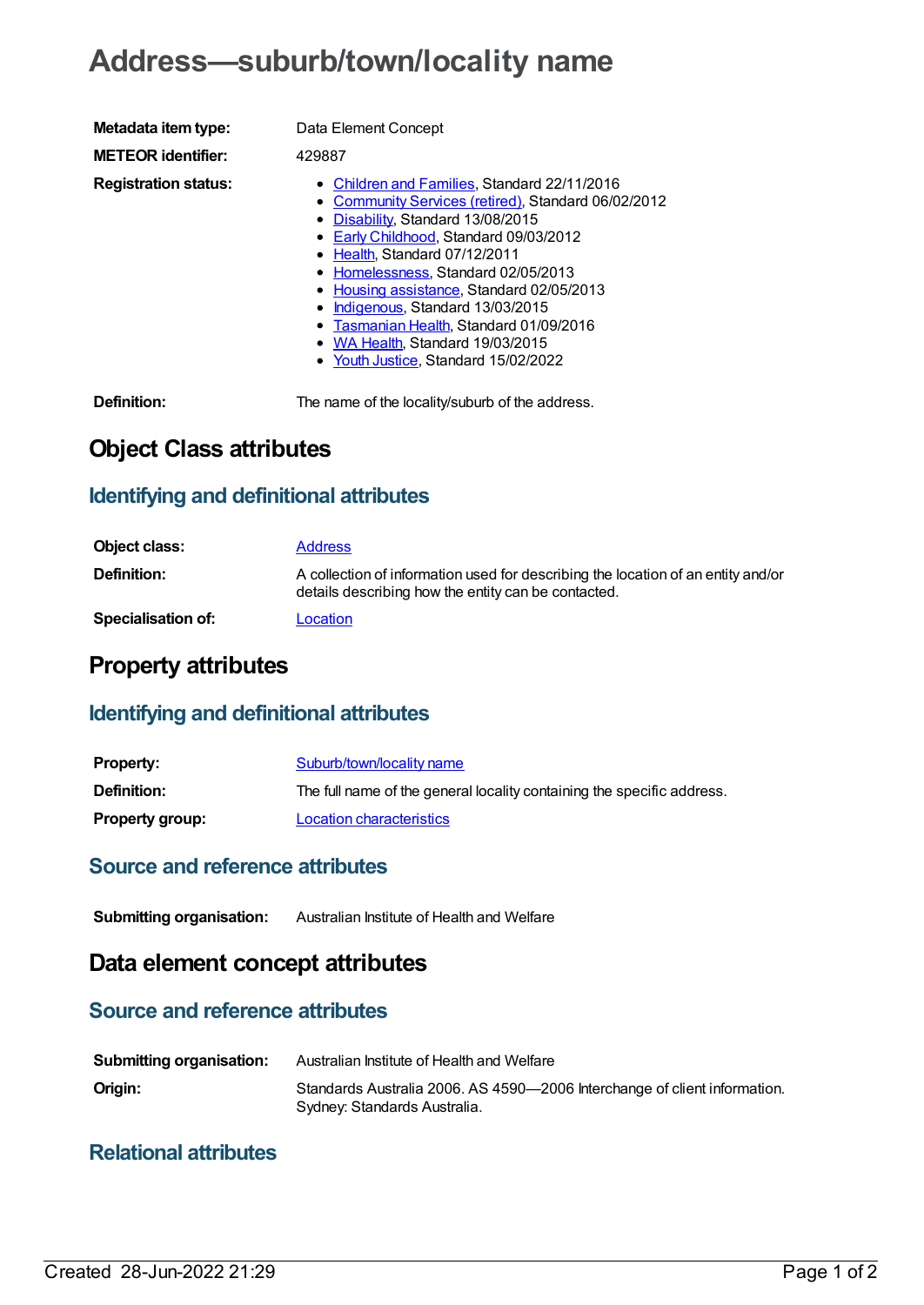# Address—suburb/town/locality name

**Metadata item type:** Data Element Concept

**METEOR identifier:** 429887

**Registration status:**

- Children and Families, Standard 22/11/2016
- Community Services (retired), Standard 06/02/2012
- Disability, Standard 13/08/2015
- Early Childhood, Standard 09/03/2012
- Health, Standard 07/12/2011
- Homelessness, Standard 02/05/2013
- Housing assistance, Standard 02/05/2013
- Indigenous, Standard 13/03/2015
- Tasmanian Health, Standard 01/09/2016
- WA Health, Standard 19/03/2015
- Youth Justice, Standard 15/02/2022

**Definition:** The name of the locality/suburb of the address.

## Object Class attributes

### Identifying and definitional attributes

**Object class:** Address

**Definition:** A collection of information used for describing the location of an entity and/or details describing how the entity can be contacted.

**Specialisation of:** Location

## Property attributes

### Identifying and definitional attributes

**Property:** Suburb/town/locality name

**Definition:** The full name of the general locality containing the specific address.

**Property group:** Location characteristics

### Source and reference attributes

**Submitting organisation:** Australian Institute of Health and Welfare

## Data element concept attributes

### Source and reference attributes

**Submitting organisation:** Australian Institute of Health and Welfare

**Origin:** Standards Australia 2006. AS 4590—2006 Interchange of client information. Sydney: Standards Australia.

### Relational attributes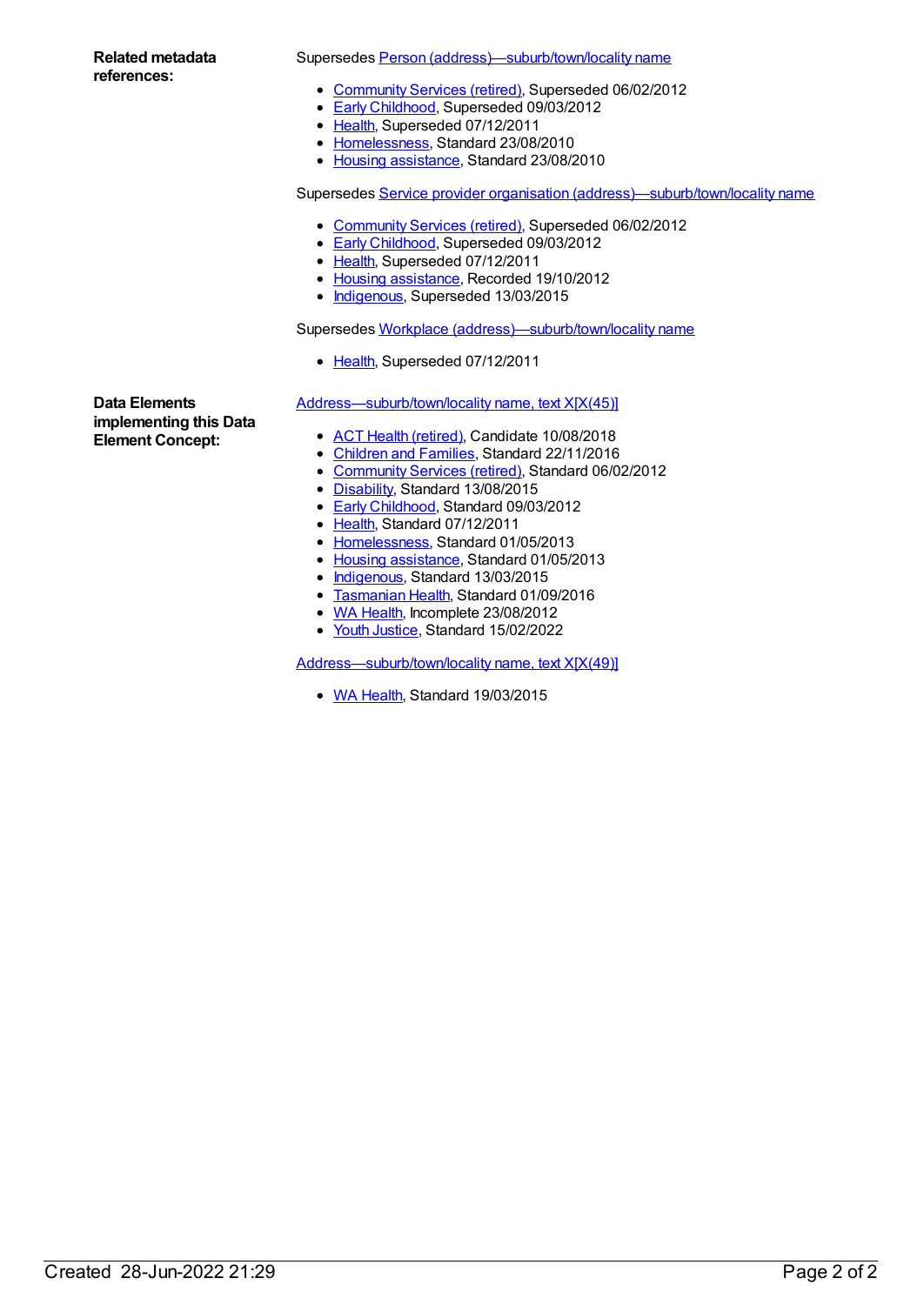**Related metadata references:**

Supersedes Person (address)—suburb/town/locality name

- Community Services (retired), Superseded 06/02/2012
- Early Childhood, Superseded 09/03/2012
- Health, Superseded 07/12/2011
- Homelessness, Standard 23/08/2010
- Housing assistance, Standard 23/08/2010

Supersedes Service provider organisation (address)—suburb/town/locality name

- Community Services (retired), Superseded 06/02/2012
- Early Childhood, Superseded 09/03/2012
- Health, Superseded 07/12/2011
- Housing assistance, Recorded 19/10/2012
- Indigenous, Superseded 13/03/2015

Supersedes Workplace (address)—suburb/town/locality name

- Health, Superseded 07/12/2011

**Data Elements implementing this Data Element Concept:**

Address—suburb/town/locality name, text X[X(45)]

- ACT Health (retired), Candidate 10/08/2018
- Children and Families, Standard 22/11/2016
- Community Services (retired), Standard 06/02/2012
- Disability, Standard 13/08/2015
- Early Childhood, Standard 09/03/2012
- Health, Standard 07/12/2011
- Homelessness, Standard 01/05/2013
- Housing assistance, Standard 01/05/2013
- Indigenous, Standard 13/03/2015
- Tasmanian Health, Standard 01/09/2016
- WA Health, Incomplete 23/08/2012
- Youth Justice, Standard 15/02/2022

Address—suburb/town/locality name, text X[X(49)]

- WA Health, Standard 19/03/2015